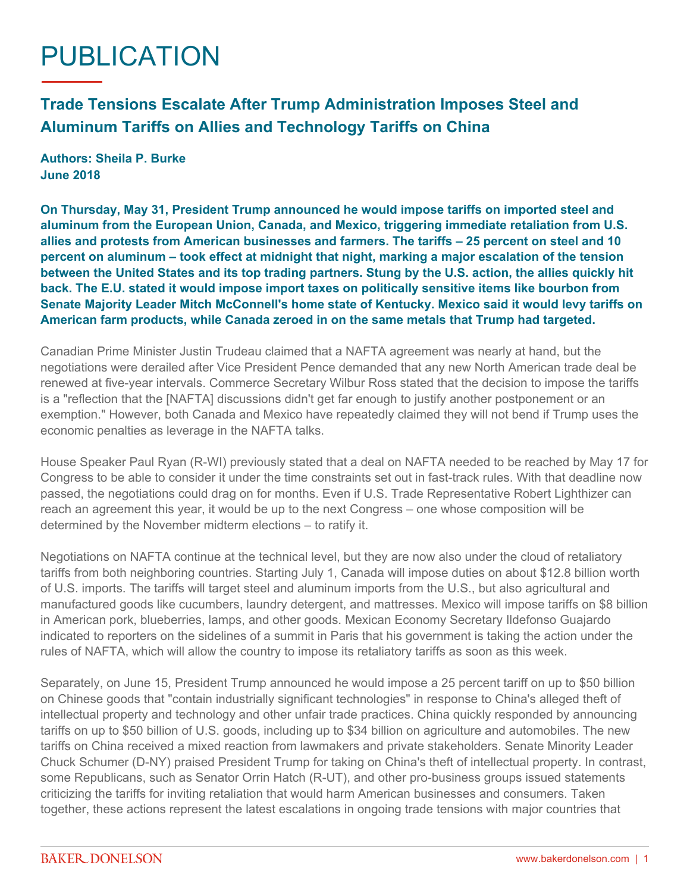# PUBLICATION

## Trade Tensions Escalate After Trump Administration Imposes Steel and Aluminum Tariffs on Allies and Technology Tariffs on China

**Authors: Sheila P. Burke**
**June 2018**

**On Thursday, May 31, President Trump announced he would impose tariffs on imported steel and aluminum from the European Union, Canada, and Mexico, triggering immediate retaliation from U.S. allies and protests from American businesses and farmers. The tariffs – 25 percent on steel and 10 percent on aluminum – took effect at midnight that night, marking a major escalation of the tension between the United States and its top trading partners. Stung by the U.S. action, the allies quickly hit back. The E.U. stated it would impose import taxes on politically sensitive items like bourbon from Senate Majority Leader Mitch McConnell's home state of Kentucky. Mexico said it would levy tariffs on American farm products, while Canada zeroed in on the same metals that Trump had targeted.**

Canadian Prime Minister Justin Trudeau claimed that a NAFTA agreement was nearly at hand, but the negotiations were derailed after Vice President Pence demanded that any new North American trade deal be renewed at five-year intervals. Commerce Secretary Wilbur Ross stated that the decision to impose the tariffs is a "reflection that the [NAFTA] discussions didn't get far enough to justify another postponement or an exemption." However, both Canada and Mexico have repeatedly claimed they will not bend if Trump uses the economic penalties as leverage in the NAFTA talks.

House Speaker Paul Ryan (R-WI) previously stated that a deal on NAFTA needed to be reached by May 17 for Congress to be able to consider it under the time constraints set out in fast-track rules. With that deadline now passed, the negotiations could drag on for months. Even if U.S. Trade Representative Robert Lighthizer can reach an agreement this year, it would be up to the next Congress – one whose composition will be determined by the November midterm elections – to ratify it.

Negotiations on NAFTA continue at the technical level, but they are now also under the cloud of retaliatory tariffs from both neighboring countries. Starting July 1, Canada will impose duties on about $12.8 billion worth of U.S. imports. The tariffs will target steel and aluminum imports from the U.S., but also agricultural and manufactured goods like cucumbers, laundry detergent, and mattresses. Mexico will impose tariffs on $8 billion in American pork, blueberries, lamps, and other goods. Mexican Economy Secretary Ildefonso Guajardo indicated to reporters on the sidelines of a summit in Paris that his government is taking the action under the rules of NAFTA, which will allow the country to impose its retaliatory tariffs as soon as this week.

Separately, on June 15, President Trump announced he would impose a 25 percent tariff on up to $50 billion on Chinese goods that "contain industrially significant technologies" in response to China's alleged theft of intellectual property and technology and other unfair trade practices. China quickly responded by announcing tariffs on up to $50 billion of U.S. goods, including up to $34 billion on agriculture and automobiles. The new tariffs on China received a mixed reaction from lawmakers and private stakeholders. Senate Minority Leader Chuck Schumer (D-NY) praised President Trump for taking on China's theft of intellectual property. In contrast, some Republicans, such as Senator Orrin Hatch (R-UT), and other pro-business groups issued statements criticizing the tariffs for inviting retaliation that would harm American businesses and consumers. Taken together, these actions represent the latest escalations in ongoing trade tensions with major countries that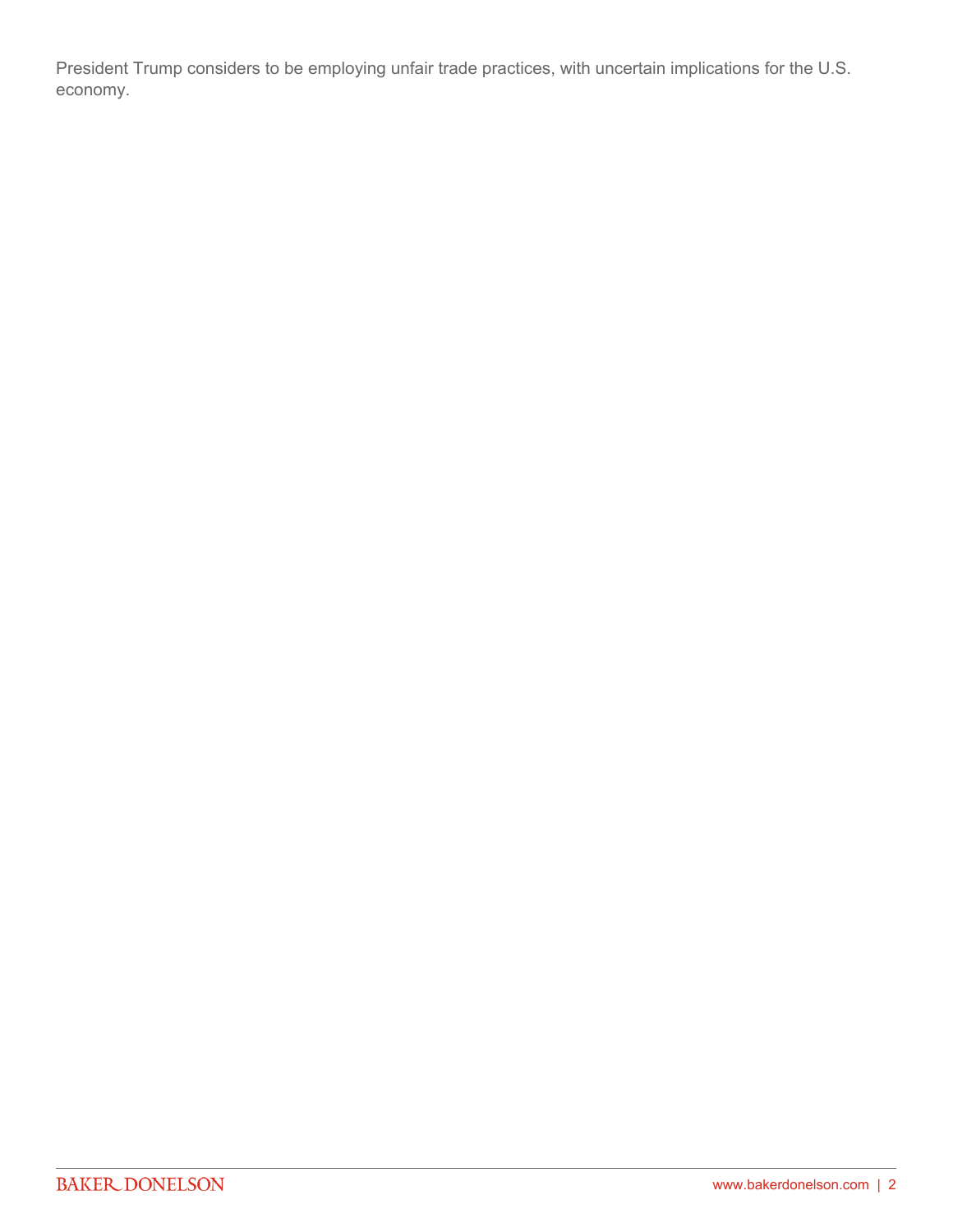President Trump considers to be employing unfair trade practices, with uncertain implications for the U.S. economy.